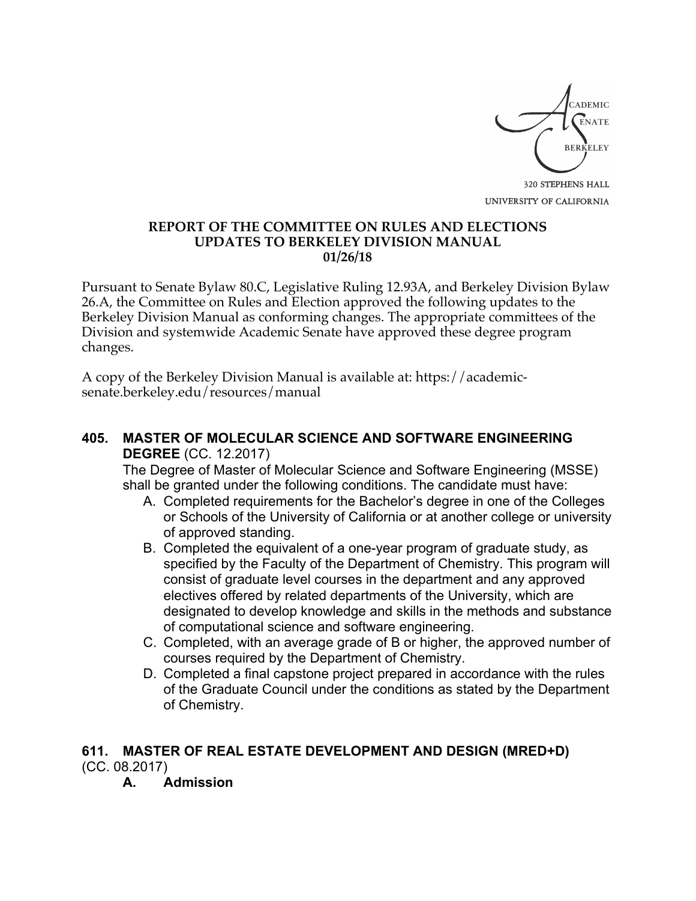ACADEMIC SENATE BERKELEY

320 STEPHENS HALL
UNIVERSITY OF CALIFORNIA

**REPORT OF THE COMMITTEE ON RULES AND ELECTIONS**
**UPDATES TO BERKELEY DIVISION MANUAL**
**01/26/18**

Pursuant to Senate Bylaw 80.C, Legislative Ruling 12.93A, and Berkeley Division Bylaw 26.A, the Committee on Rules and Election approved the following updates to the Berkeley Division Manual as conforming changes. The appropriate committees of the Division and systemwide Academic Senate have approved these degree program changes.

A copy of the Berkeley Division Manual is available at: https://academic-senate.berkeley.edu/resources/manual

### 405. MASTER OF MOLECULAR SCIENCE AND SOFTWARE ENGINEERING DEGREE (CC. 12.2017)

The Degree of Master of Molecular Science and Software Engineering (MSSE) shall be granted under the following conditions. The candidate must have:

A. Completed requirements for the Bachelor's degree in one of the Colleges or Schools of the University of California or at another college or university of approved standing.
B. Completed the equivalent of a one-year program of graduate study, as specified by the Faculty of the Department of Chemistry. This program will consist of graduate level courses in the department and any approved electives offered by related departments of the University, which are designated to develop knowledge and skills in the methods and substance of computational science and software engineering.
C. Completed, with an average grade of B or higher, the approved number of courses required by the Department of Chemistry.
D. Completed a final capstone project prepared in accordance with the rules of the Graduate Council under the conditions as stated by the Department of Chemistry.

### 611. MASTER OF REAL ESTATE DEVELOPMENT AND DESIGN (MRED+D) (CC. 08.2017)

**A. Admission**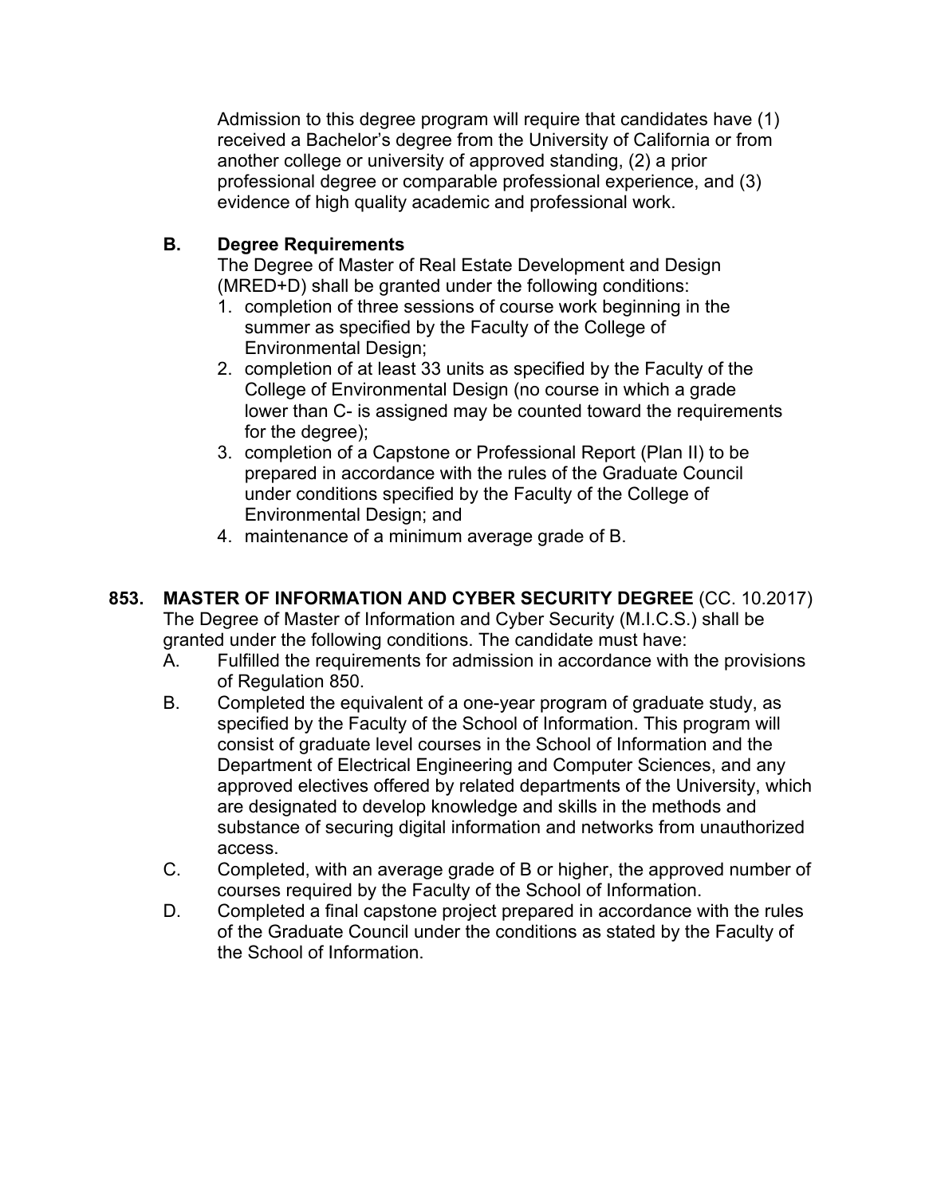Admission to this degree program will require that candidates have (1) received a Bachelor's degree from the University of California or from another college or university of approved standing, (2) a prior professional degree or comparable professional experience, and (3) evidence of high quality academic and professional work.

**B. Degree Requirements**

The Degree of Master of Real Estate Development and Design (MRED+D) shall be granted under the following conditions:

1. completion of three sessions of course work beginning in the summer as specified by the Faculty of the College of Environmental Design;
2. completion of at least 33 units as specified by the Faculty of the College of Environmental Design (no course in which a grade lower than C- is assigned may be counted toward the requirements for the degree);
3. completion of a Capstone or Professional Report (Plan II) to be prepared in accordance with the rules of the Graduate Council under conditions specified by the Faculty of the College of Environmental Design; and
4. maintenance of a minimum average grade of B.

## 853. MASTER OF INFORMATION AND CYBER SECURITY DEGREE (CC. 10.2017)

The Degree of Master of Information and Cyber Security (M.I.C.S.) shall be granted under the following conditions. The candidate must have:

A. Fulfilled the requirements for admission in accordance with the provisions of Regulation 850.

B. Completed the equivalent of a one-year program of graduate study, as specified by the Faculty of the School of Information. This program will consist of graduate level courses in the School of Information and the Department of Electrical Engineering and Computer Sciences, and any approved electives offered by related departments of the University, which are designated to develop knowledge and skills in the methods and substance of securing digital information and networks from unauthorized access.

C. Completed, with an average grade of B or higher, the approved number of courses required by the Faculty of the School of Information.

D. Completed a final capstone project prepared in accordance with the rules of the Graduate Council under the conditions as stated by the Faculty of the School of Information.